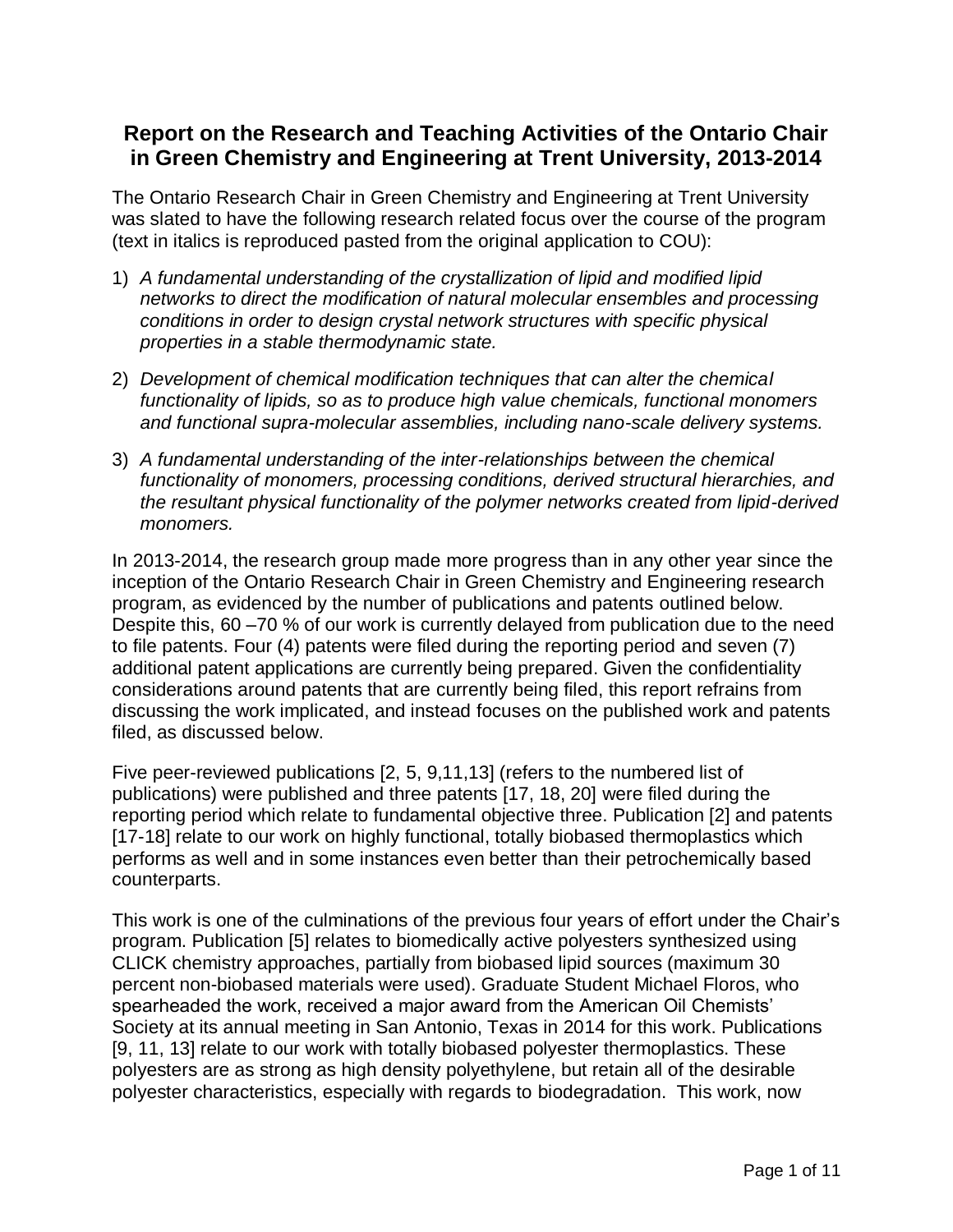## Report on the Research and Teaching Activities of the Ontario Chair in Green Chemistry and Engineering at Trent University, 2013-2014

The Ontario Research Chair in Green Chemistry and Engineering at Trent University was slated to have the following research related focus over the course of the program (text in italics is reproduced pasted from the original application to COU):

1) *A fundamental understanding of the crystallization of lipid and modified lipid networks to direct the modification of natural molecular ensembles and processing conditions in order to design crystal network structures with specific physical properties in a stable thermodynamic state.*

2) *Development of chemical modification techniques that can alter the chemical functionality of lipids, so as to produce high value chemicals, functional monomers and functional supra-molecular assemblies, including nano-scale delivery systems.*

3) *A fundamental understanding of the inter-relationships between the chemical functionality of monomers, processing conditions, derived structural hierarchies, and the resultant physical functionality of the polymer networks created from lipid-derived monomers.*

In 2013-2014, the research group made more progress than in any other year since the inception of the Ontario Research Chair in Green Chemistry and Engineering research program, as evidenced by the number of publications and patents outlined below. Despite this, 60 –70 % of our work is currently delayed from publication due to the need to file patents. Four (4) patents were filed during the reporting period and seven (7) additional patent applications are currently being prepared. Given the confidentiality considerations around patents that are currently being filed, this report refrains from discussing the work implicated, and instead focuses on the published work and patents filed, as discussed below.

Five peer-reviewed publications [2, 5, 9,11,13] (refers to the numbered list of publications) were published and three patents [17, 18, 20] were filed during the reporting period which relate to fundamental objective three. Publication [2] and patents [17-18] relate to our work on highly functional, totally biobased thermoplastics which performs as well and in some instances even better than their petrochemically based counterparts.

This work is one of the culminations of the previous four years of effort under the Chair's program. Publication [5] relates to biomedically active polyesters synthesized using CLICK chemistry approaches, partially from biobased lipid sources (maximum 30 percent non-biobased materials were used). Graduate Student Michael Floros, who spearheaded the work, received a major award from the American Oil Chemists' Society at its annual meeting in San Antonio, Texas in 2014 for this work. Publications [9, 11, 13] relate to our work with totally biobased polyester thermoplastics. These polyesters are as strong as high density polyethylene, but retain all of the desirable polyester characteristics, especially with regards to biodegradation. This work, now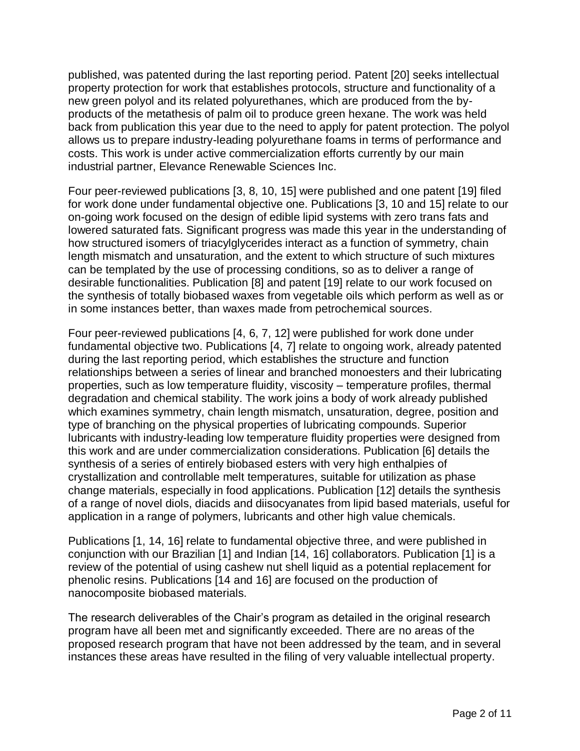published, was patented during the last reporting period. Patent [20] seeks intellectual property protection for work that establishes protocols, structure and functionality of a new green polyol and its related polyurethanes, which are produced from the by-products of the metathesis of palm oil to produce green hexane. The work was held back from publication this year due to the need to apply for patent protection. The polyol allows us to prepare industry-leading polyurethane foams in terms of performance and costs. This work is under active commercialization efforts currently by our main industrial partner, Elevance Renewable Sciences Inc.

Four peer-reviewed publications [3, 8, 10, 15] were published and one patent [19] filed for work done under fundamental objective one. Publications [3, 10 and 15] relate to our on-going work focused on the design of edible lipid systems with zero trans fats and lowered saturated fats. Significant progress was made this year in the understanding of how structured isomers of triacylglycerides interact as a function of symmetry, chain length mismatch and unsaturation, and the extent to which structure of such mixtures can be templated by the use of processing conditions, so as to deliver a range of desirable functionalities. Publication [8] and patent [19] relate to our work focused on the synthesis of totally biobased waxes from vegetable oils which perform as well as or in some instances better, than waxes made from petrochemical sources.

Four peer-reviewed publications [4, 6, 7, 12] were published for work done under fundamental objective two. Publications [4, 7] relate to ongoing work, already patented during the last reporting period, which establishes the structure and function relationships between a series of linear and branched monoesters and their lubricating properties, such as low temperature fluidity, viscosity – temperature profiles, thermal degradation and chemical stability. The work joins a body of work already published which examines symmetry, chain length mismatch, unsaturation, degree, position and type of branching on the physical properties of lubricating compounds. Superior lubricants with industry-leading low temperature fluidity properties were designed from this work and are under commercialization considerations. Publication [6] details the synthesis of a series of entirely biobased esters with very high enthalpies of crystallization and controllable melt temperatures, suitable for utilization as phase change materials, especially in food applications. Publication [12] details the synthesis of a range of novel diols, diacids and diisocyanates from lipid based materials, useful for application in a range of polymers, lubricants and other high value chemicals.

Publications [1, 14, 16] relate to fundamental objective three, and were published in conjunction with our Brazilian [1] and Indian [14, 16] collaborators. Publication [1] is a review of the potential of using cashew nut shell liquid as a potential replacement for phenolic resins. Publications [14 and 16] are focused on the production of nanocomposite biobased materials.

The research deliverables of the Chair's program as detailed in the original research program have all been met and significantly exceeded. There are no areas of the proposed research program that have not been addressed by the team, and in several instances these areas have resulted in the filing of very valuable intellectual property.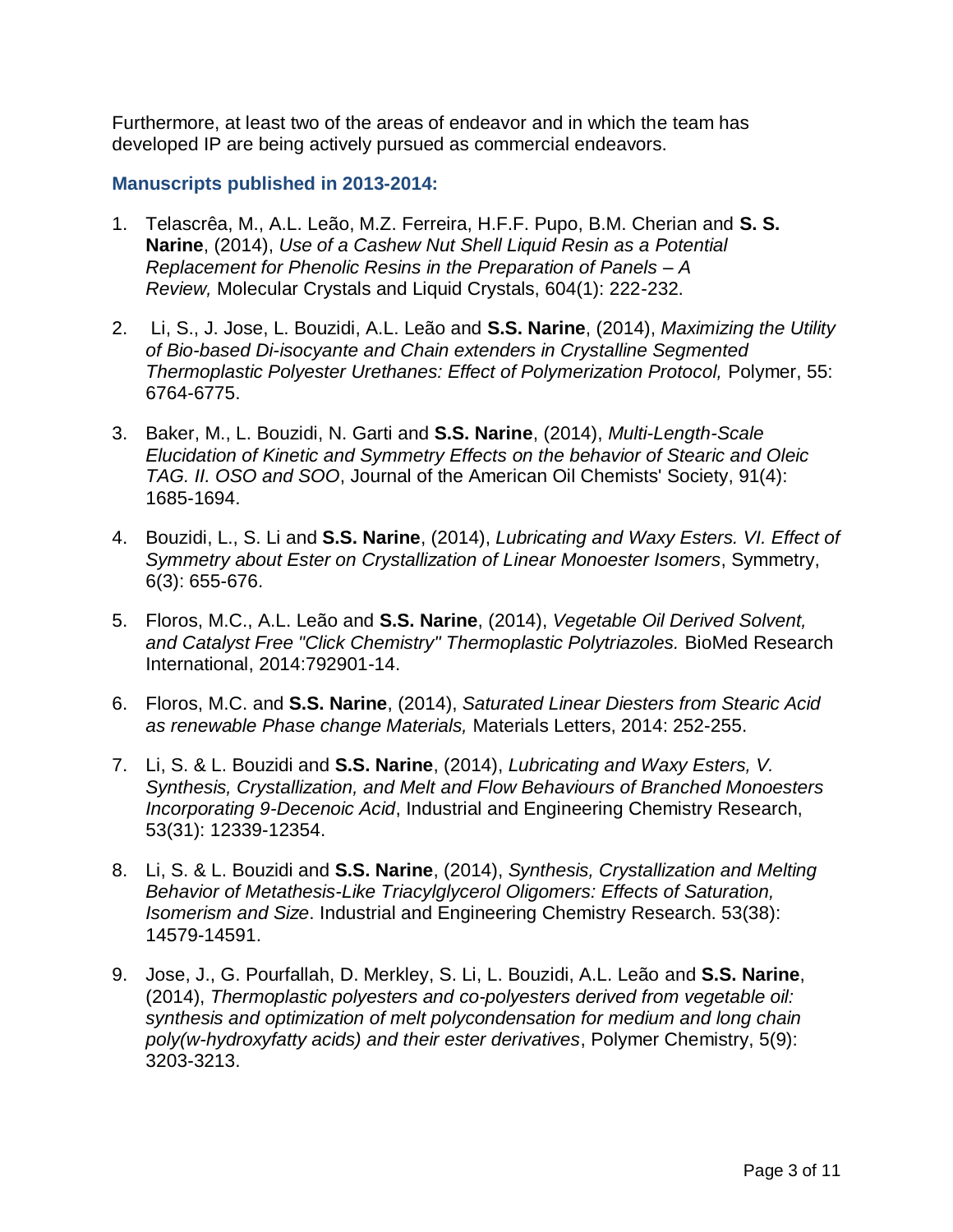Furthermore, at least two of the areas of endeavor and in which the team has developed IP are being actively pursued as commercial endeavors.

### Manuscripts published in 2013-2014:

1. Telascrêa, M., A.L. Leão, M.Z. Ferreira, H.F.F. Pupo, B.M. Cherian and **S. S. Narine**, (2014), *Use of a Cashew Nut Shell Liquid Resin as a Potential Replacement for Phenolic Resins in the Preparation of Panels – A Review,* Molecular Crystals and Liquid Crystals, 604(1): 222-232.

2. Li, S., J. Jose, L. Bouzidi, A.L. Leão and **S.S. Narine**, (2014), *Maximizing the Utility of Bio-based Di-isocyante and Chain extenders in Crystalline Segmented Thermoplastic Polyester Urethanes: Effect of Polymerization Protocol,* Polymer, 55: 6764-6775.

3. Baker, M., L. Bouzidi, N. Garti and **S.S. Narine**, (2014), *Multi-Length-Scale Elucidation of Kinetic and Symmetry Effects on the behavior of Stearic and Oleic TAG. II. OSO and SOO*, Journal of the American Oil Chemists' Society, 91(4): 1685-1694.

4. Bouzidi, L., S. Li and **S.S. Narine**, (2014), *Lubricating and Waxy Esters. VI. Effect of Symmetry about Ester on Crystallization of Linear Monoester Isomers*, Symmetry, 6(3): 655-676.

5. Floros, M.C., A.L. Leão and **S.S. Narine**, (2014), *Vegetable Oil Derived Solvent, and Catalyst Free "Click Chemistry" Thermoplastic Polytriazoles.* BioMed Research International, 2014:792901-14.

6. Floros, M.C. and **S.S. Narine**, (2014), *Saturated Linear Diesters from Stearic Acid as renewable Phase change Materials,* Materials Letters, 2014: 252-255.

7. Li, S. & L. Bouzidi and **S.S. Narine**, (2014), *Lubricating and Waxy Esters, V. Synthesis, Crystallization, and Melt and Flow Behaviours of Branched Monoesters Incorporating 9-Decenoic Acid*, Industrial and Engineering Chemistry Research, 53(31): 12339-12354.

8. Li, S. & L. Bouzidi and **S.S. Narine**, (2014), *Synthesis, Crystallization and Melting Behavior of Metathesis-Like Triacylglycerol Oligomers: Effects of Saturation, Isomerism and Size*. Industrial and Engineering Chemistry Research. 53(38): 14579-14591.

9. Jose, J., G. Pourfallah, D. Merkley, S. Li, L. Bouzidi, A.L. Leão and **S.S. Narine**, (2014), *Thermoplastic polyesters and co-polyesters derived from vegetable oil: synthesis and optimization of melt polycondensation for medium and long chain poly(w-hydroxyfatty acids) and their ester derivatives*, Polymer Chemistry, 5(9): 3203-3213.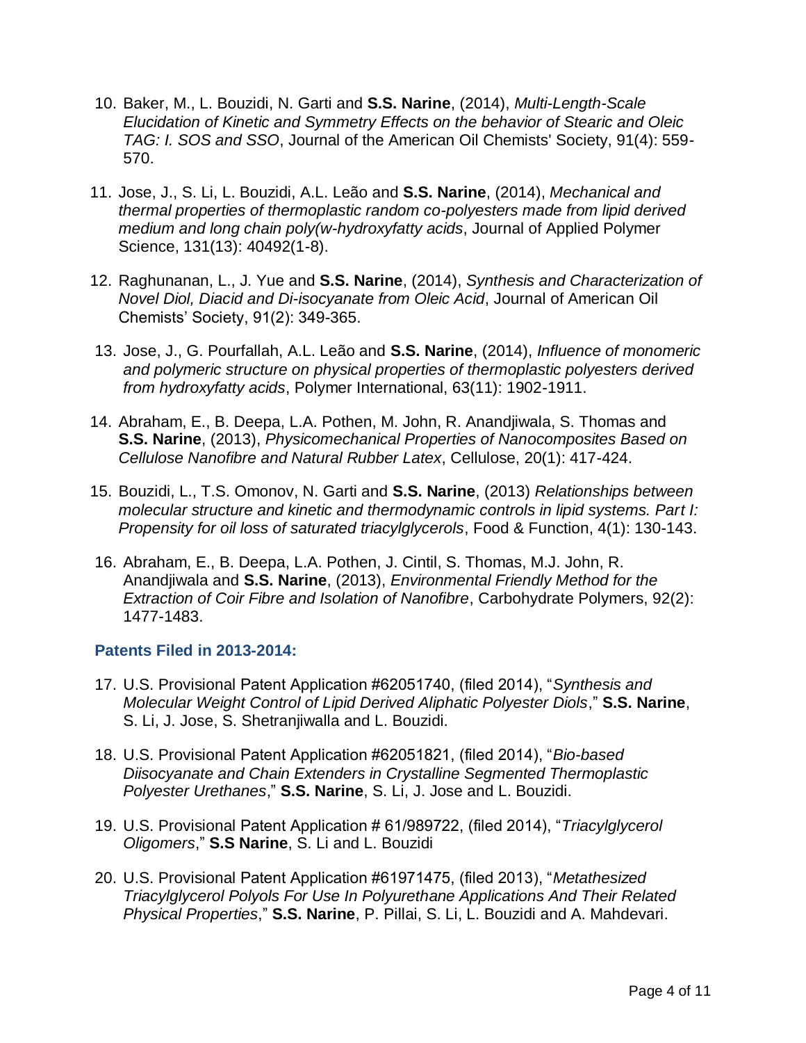10. Baker, M., L. Bouzidi, N. Garti and **S.S. Narine**, (2014), *Multi-Length-Scale Elucidation of Kinetic and Symmetry Effects on the behavior of Stearic and Oleic TAG: I. SOS and SSO*, Journal of the American Oil Chemists' Society, 91(4): 559-570.

11. Jose, J., S. Li, L. Bouzidi, A.L. Leão and **S.S. Narine**, (2014), *Mechanical and thermal properties of thermoplastic random co-polyesters made from lipid derived medium and long chain poly(w-hydroxyfatty acids*, Journal of Applied Polymer Science, 131(13): 40492(1-8).

12. Raghunanan, L., J. Yue and **S.S. Narine**, (2014), *Synthesis and Characterization of Novel Diol, Diacid and Di-isocyanate from Oleic Acid*, Journal of American Oil Chemists' Society, 91(2): 349-365.

13. Jose, J., G. Pourfallah, A.L. Leão and **S.S. Narine**, (2014), *Influence of monomeric and polymeric structure on physical properties of thermoplastic polyesters derived from hydroxyfatty acids*, Polymer International, 63(11): 1902-1911.

14. Abraham, E., B. Deepa, L.A. Pothen, M. John, R. Anandjiwala, S. Thomas and **S.S. Narine**, (2013), *Physicomechanical Properties of Nanocomposites Based on Cellulose Nanofibre and Natural Rubber Latex*, Cellulose, 20(1): 417-424.

15. Bouzidi, L., T.S. Omonov, N. Garti and **S.S. Narine**, (2013) *Relationships between molecular structure and kinetic and thermodynamic controls in lipid systems. Part I: Propensity for oil loss of saturated triacylglycerols*, Food & Function, 4(1): 130-143.

16. Abraham, E., B. Deepa, L.A. Pothen, J. Cintil, S. Thomas, M.J. John, R. Anandjiwala and **S.S. Narine**, (2013), *Environmental Friendly Method for the Extraction of Coir Fibre and Isolation of Nanofibre*, Carbohydrate Polymers, 92(2): 1477-1483.

### Patents Filed in 2013-2014:

17. U.S. Provisional Patent Application #62051740, (filed 2014), "*Synthesis and Molecular Weight Control of Lipid Derived Aliphatic Polyester Diols*," **S.S. Narine**, S. Li, J. Jose, S. Shetranjiwalla and L. Bouzidi.

18. U.S. Provisional Patent Application #62051821, (filed 2014), "*Bio-based Diisocyanate and Chain Extenders in Crystalline Segmented Thermoplastic Polyester Urethanes*," **S.S. Narine**, S. Li, J. Jose and L. Bouzidi.

19. U.S. Provisional Patent Application # 61/989722, (filed 2014), "*Triacylglycerol Oligomers*," **S.S Narine**, S. Li and L. Bouzidi

20. U.S. Provisional Patent Application #61971475, (filed 2013), "*Metathesized Triacylglycerol Polyols For Use In Polyurethane Applications And Their Related Physical Properties*," **S.S. Narine**, P. Pillai, S. Li, L. Bouzidi and A. Mahdevari.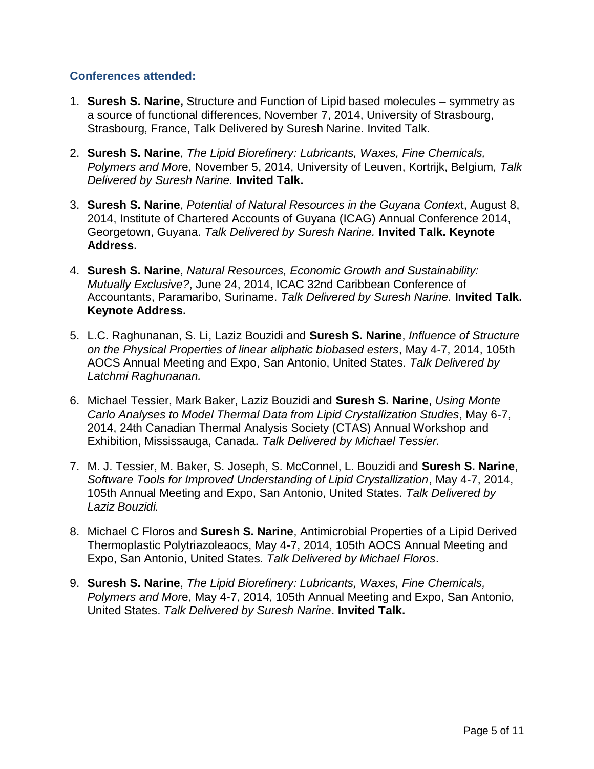### Conferences attended:

1. **Suresh S. Narine,** Structure and Function of Lipid based molecules – symmetry as a source of functional differences, November 7, 2014, University of Strasbourg, Strasbourg, France, Talk Delivered by Suresh Narine. Invited Talk.

2. **Suresh S. Narine**, *The Lipid Biorefinery: Lubricants, Waxes, Fine Chemicals, Polymers and Mor*e, November 5, 2014, University of Leuven, Kortrijk, Belgium, *Talk Delivered by Suresh Narine.* **Invited Talk.**

3. **Suresh S. Narine**, *Potential of Natural Resources in the Guyana Contex*t, August 8, 2014, Institute of Chartered Accounts of Guyana (ICAG) Annual Conference 2014, Georgetown, Guyana. *Talk Delivered by Suresh Narine.* **Invited Talk. Keynote Address.**

4. **Suresh S. Narine**, *Natural Resources, Economic Growth and Sustainability: Mutually Exclusive?*, June 24, 2014, ICAC 32nd Caribbean Conference of Accountants, Paramaribo, Suriname. *Talk Delivered by Suresh Narine.* **Invited Talk. Keynote Address.**

5. L.C. Raghunanan, S. Li, Laziz Bouzidi and **Suresh S. Narine**, *Influence of Structure on the Physical Properties of linear aliphatic biobased esters*, May 4-7, 2014, 105th AOCS Annual Meeting and Expo, San Antonio, United States. *Talk Delivered by Latchmi Raghunanan.*

6. Michael Tessier, Mark Baker, Laziz Bouzidi and **Suresh S. Narine**, *Using Monte Carlo Analyses to Model Thermal Data from Lipid Crystallization Studies*, May 6-7, 2014, 24th Canadian Thermal Analysis Society (CTAS) Annual Workshop and Exhibition, Mississauga, Canada. *Talk Delivered by Michael Tessier.*

7. M. J. Tessier, M. Baker, S. Joseph, S. McConnel, L. Bouzidi and **Suresh S. Narine**, *Software Tools for Improved Understanding of Lipid Crystallization*, May 4-7, 2014, 105th Annual Meeting and Expo, San Antonio, United States. *Talk Delivered by Laziz Bouzidi.*

8. Michael C Floros and **Suresh S. Narine**, Antimicrobial Properties of a Lipid Derived Thermoplastic Polytriazoleaocs, May 4-7, 2014, 105th AOCS Annual Meeting and Expo, San Antonio, United States. *Talk Delivered by Michael Floros*.

9. **Suresh S. Narine**, *The Lipid Biorefinery: Lubricants, Waxes, Fine Chemicals, Polymers and Mor*e, May 4-7, 2014, 105th Annual Meeting and Expo, San Antonio, United States. *Talk Delivered by Suresh Narine*. **Invited Talk.**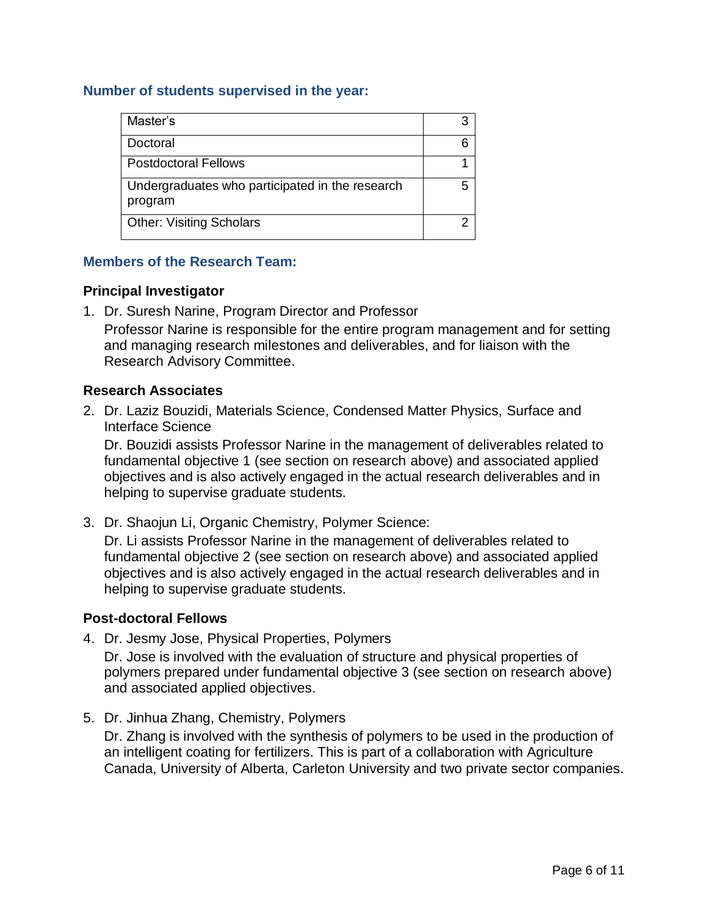## Number of students supervised in the year:

| | |
|---|---|
| Master's | 3 |
| Doctoral | 6 |
| Postdoctoral Fellows | 1 |
| Undergraduates who participated in the research program | 5 |
| Other: Visiting Scholars | 2 |

## Members of the Research Team:

### Principal Investigator

1. Dr. Suresh Narine, Program Director and Professor

   Professor Narine is responsible for the entire program management and for setting and managing research milestones and deliverables, and for liaison with the Research Advisory Committee.

### Research Associates

2. Dr. Laziz Bouzidi, Materials Science, Condensed Matter Physics, Surface and Interface Science

   Dr. Bouzidi assists Professor Narine in the management of deliverables related to fundamental objective 1 (see section on research above) and associated applied objectives and is also actively engaged in the actual research deliverables and in helping to supervise graduate students.

3. Dr. Shaojun Li, Organic Chemistry, Polymer Science:

   Dr. Li assists Professor Narine in the management of deliverables related to fundamental objective 2 (see section on research above) and associated applied objectives and is also actively engaged in the actual research deliverables and in helping to supervise graduate students.

### Post-doctoral Fellows

4. Dr. Jesmy Jose, Physical Properties, Polymers

   Dr. Jose is involved with the evaluation of structure and physical properties of polymers prepared under fundamental objective 3 (see section on research above) and associated applied objectives.

5. Dr. Jinhua Zhang, Chemistry, Polymers

   Dr. Zhang is involved with the synthesis of polymers to be used in the production of an intelligent coating for fertilizers. This is part of a collaboration with Agriculture Canada, University of Alberta, Carleton University and two private sector companies.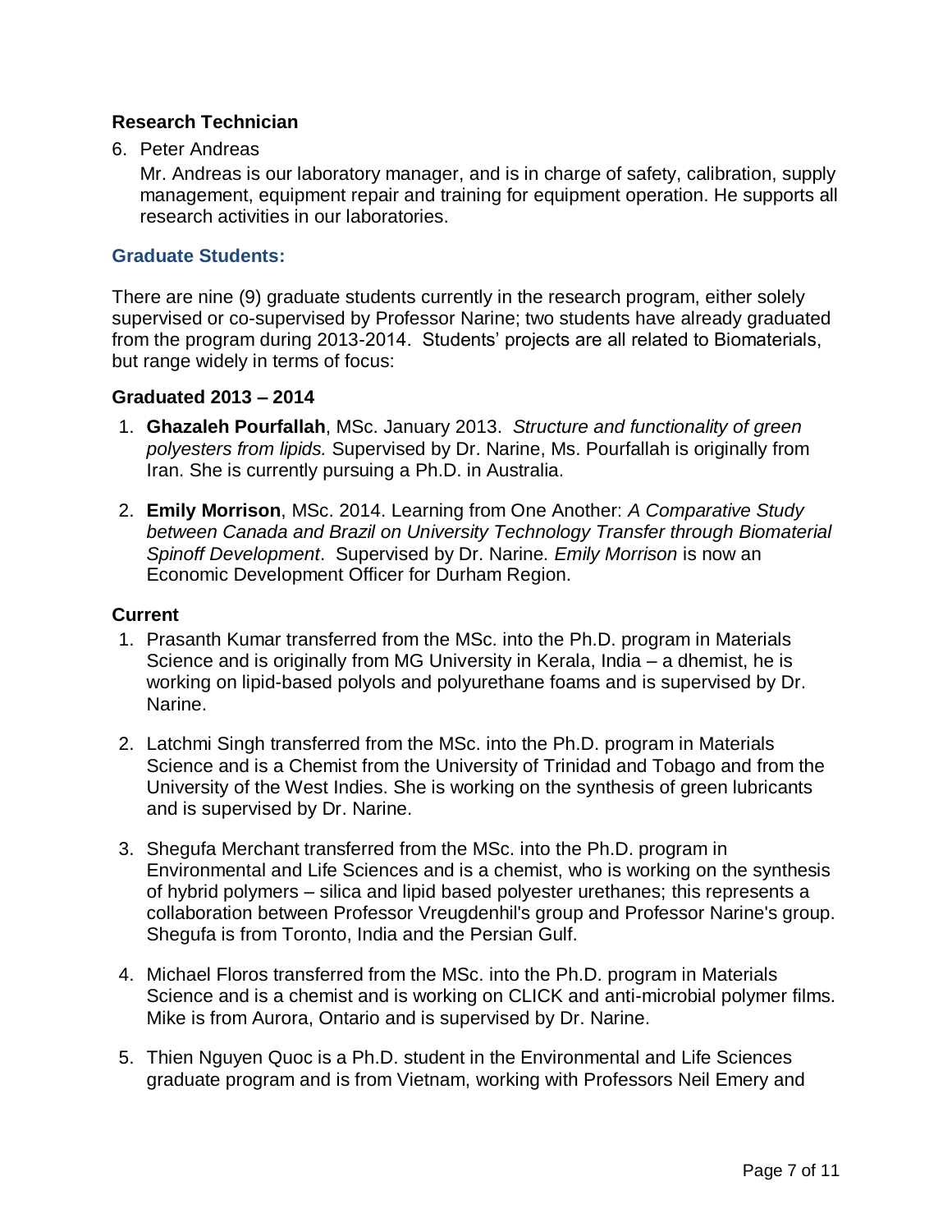### Research Technician

6. Peter Andreas

   Mr. Andreas is our laboratory manager, and is in charge of safety, calibration, supply management, equipment repair and training for equipment operation. He supports all research activities in our laboratories.

## Graduate Students:

There are nine (9) graduate students currently in the research program, either solely supervised or co-supervised by Professor Narine; two students have already graduated from the program during 2013-2014. Students' projects are all related to Biomaterials, but range widely in terms of focus:

### Graduated 2013 – 2014

1. **Ghazaleh Pourfallah**, MSc. January 2013. *Structure and functionality of green polyesters from lipids.* Supervised by Dr. Narine, Ms. Pourfallah is originally from Iran. She is currently pursuing a Ph.D. in Australia.

2. **Emily Morrison**, MSc. 2014. Learning from One Another: *A Comparative Study between Canada and Brazil on University Technology Transfer through Biomaterial Spinoff Development*. Supervised by Dr. Narine. *Emily Morrison* is now an Economic Development Officer for Durham Region.

### Current

1. Prasanth Kumar transferred from the MSc. into the Ph.D. program in Materials Science and is originally from MG University in Kerala, India – a dhemist, he is working on lipid-based polyols and polyurethane foams and is supervised by Dr. Narine.

2. Latchmi Singh transferred from the MSc. into the Ph.D. program in Materials Science and is a Chemist from the University of Trinidad and Tobago and from the University of the West Indies. She is working on the synthesis of green lubricants and is supervised by Dr. Narine.

3. Shegufa Merchant transferred from the MSc. into the Ph.D. program in Environmental and Life Sciences and is a chemist, who is working on the synthesis of hybrid polymers – silica and lipid based polyester urethanes; this represents a collaboration between Professor Vreugdenhil's group and Professor Narine's group. Shegufa is from Toronto, India and the Persian Gulf.

4. Michael Floros transferred from the MSc. into the Ph.D. program in Materials Science and is a chemist and is working on CLICK and anti-microbial polymer films. Mike is from Aurora, Ontario and is supervised by Dr. Narine.

5. Thien Nguyen Quoc is a Ph.D. student in the Environmental and Life Sciences graduate program and is from Vietnam, working with Professors Neil Emery and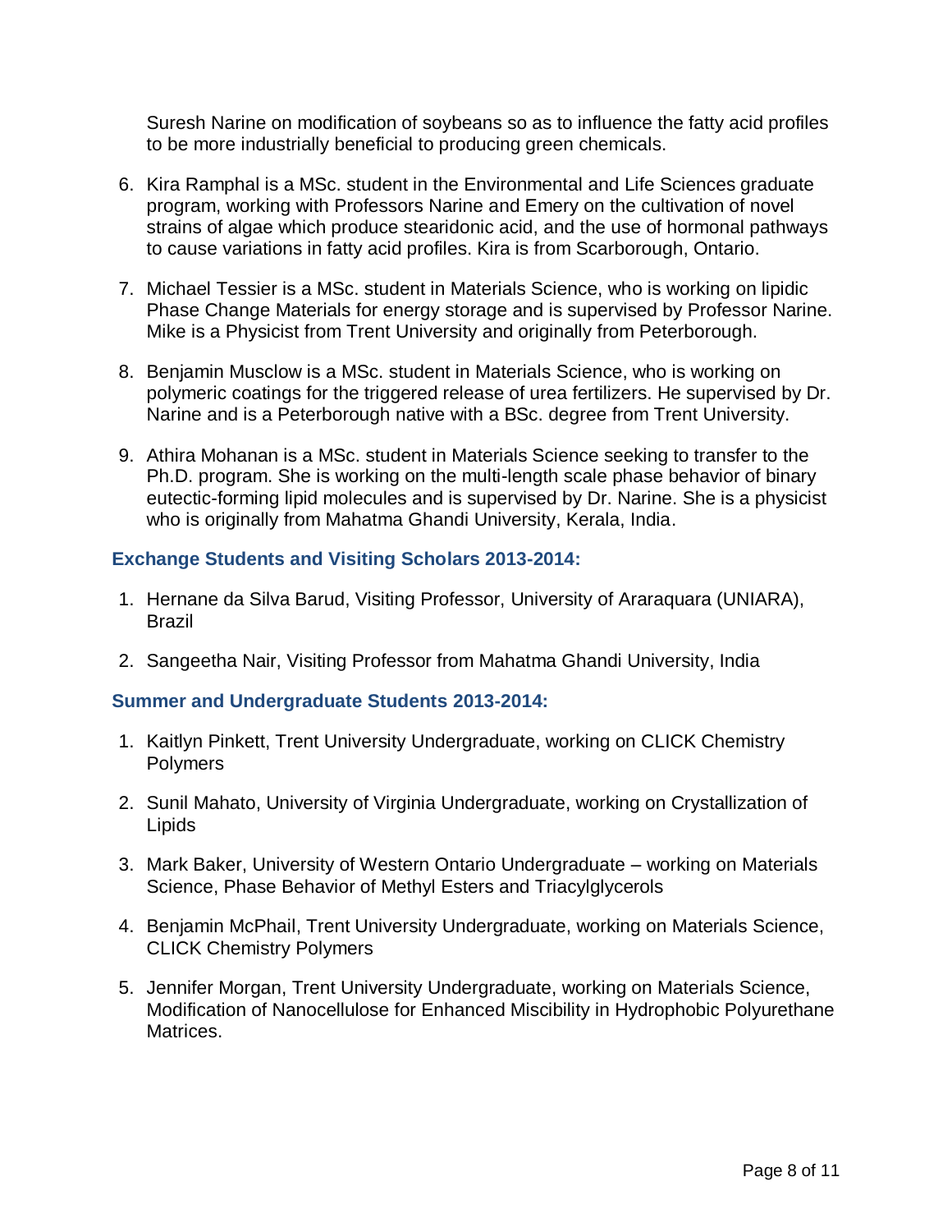Suresh Narine on modification of soybeans so as to influence the fatty acid profiles to be more industrially beneficial to producing green chemicals.

6. Kira Ramphal is a MSc. student in the Environmental and Life Sciences graduate program, working with Professors Narine and Emery on the cultivation of novel strains of algae which produce stearidonic acid, and the use of hormonal pathways to cause variations in fatty acid profiles. Kira is from Scarborough, Ontario.

7. Michael Tessier is a MSc. student in Materials Science, who is working on lipidic Phase Change Materials for energy storage and is supervised by Professor Narine. Mike is a Physicist from Trent University and originally from Peterborough.

8. Benjamin Musclow is a MSc. student in Materials Science, who is working on polymeric coatings for the triggered release of urea fertilizers. He supervised by Dr. Narine and is a Peterborough native with a BSc. degree from Trent University.

9. Athira Mohanan is a MSc. student in Materials Science seeking to transfer to the Ph.D. program. She is working on the multi-length scale phase behavior of binary eutectic-forming lipid molecules and is supervised by Dr. Narine. She is a physicist who is originally from Mahatma Ghandi University, Kerala, India.

### Exchange Students and Visiting Scholars 2013-2014:

1. Hernane da Silva Barud, Visiting Professor, University of Araraquara (UNIARA), Brazil

2. Sangeetha Nair, Visiting Professor from Mahatma Ghandi University, India

### Summer and Undergraduate Students 2013-2014:

1. Kaitlyn Pinkett, Trent University Undergraduate, working on CLICK Chemistry Polymers

2. Sunil Mahato, University of Virginia Undergraduate, working on Crystallization of Lipids

3. Mark Baker, University of Western Ontario Undergraduate – working on Materials Science, Phase Behavior of Methyl Esters and Triacylglycerols

4. Benjamin McPhail, Trent University Undergraduate, working on Materials Science, CLICK Chemistry Polymers

5. Jennifer Morgan, Trent University Undergraduate, working on Materials Science, Modification of Nanocellulose for Enhanced Miscibility in Hydrophobic Polyurethane Matrices.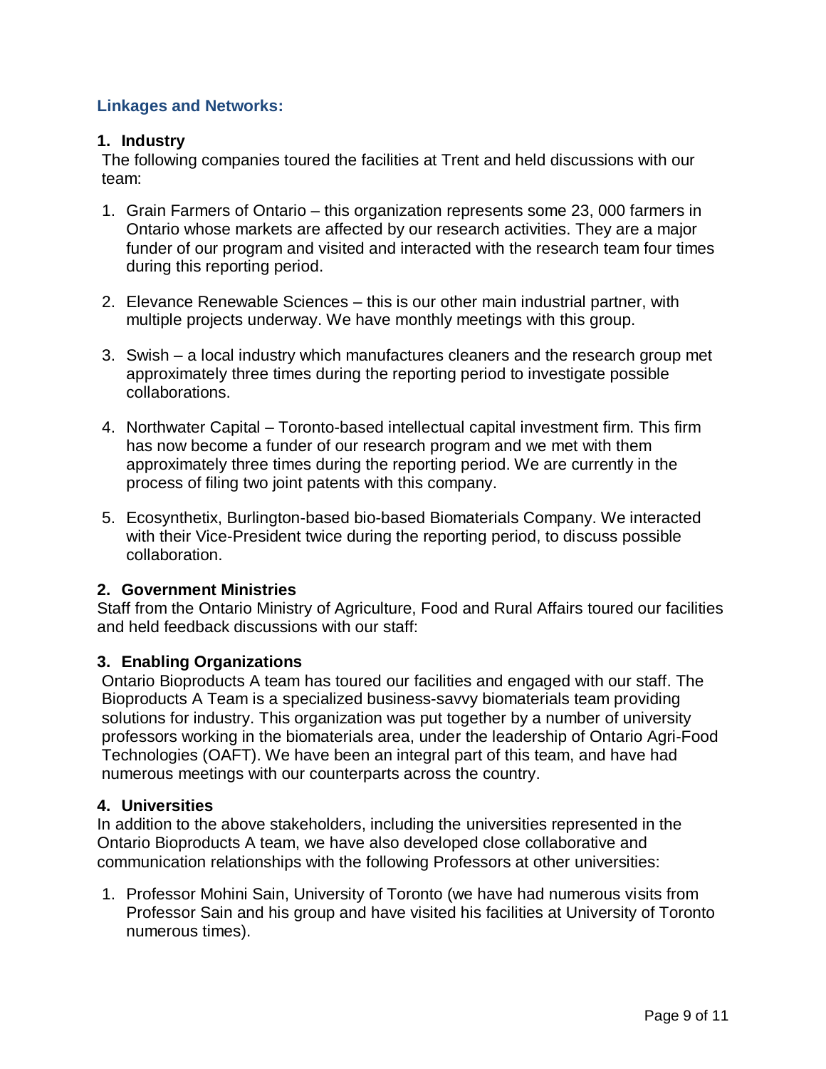## Linkages and Networks:

### 1. Industry

The following companies toured the facilities at Trent and held discussions with our team:

1. Grain Farmers of Ontario – this organization represents some 23, 000 farmers in Ontario whose markets are affected by our research activities. They are a major funder of our program and visited and interacted with the research team four times during this reporting period.

2. Elevance Renewable Sciences – this is our other main industrial partner, with multiple projects underway. We have monthly meetings with this group.

3. Swish – a local industry which manufactures cleaners and the research group met approximately three times during the reporting period to investigate possible collaborations.

4. Northwater Capital – Toronto-based intellectual capital investment firm. This firm has now become a funder of our research program and we met with them approximately three times during the reporting period. We are currently in the process of filing two joint patents with this company.

5. Ecosynthetix, Burlington-based bio-based Biomaterials Company. We interacted with their Vice-President twice during the reporting period, to discuss possible collaboration.

### 2. Government Ministries

Staff from the Ontario Ministry of Agriculture, Food and Rural Affairs toured our facilities and held feedback discussions with our staff:

### 3. Enabling Organizations

Ontario Bioproducts A team has toured our facilities and engaged with our staff. The Bioproducts A Team is a specialized business-savvy biomaterials team providing solutions for industry. This organization was put together by a number of university professors working in the biomaterials area, under the leadership of Ontario Agri-Food Technologies (OAFT). We have been an integral part of this team, and have had numerous meetings with our counterparts across the country.

### 4. Universities

In addition to the above stakeholders, including the universities represented in the Ontario Bioproducts A team, we have also developed close collaborative and communication relationships with the following Professors at other universities:

1. Professor Mohini Sain, University of Toronto (we have had numerous visits from Professor Sain and his group and have visited his facilities at University of Toronto numerous times).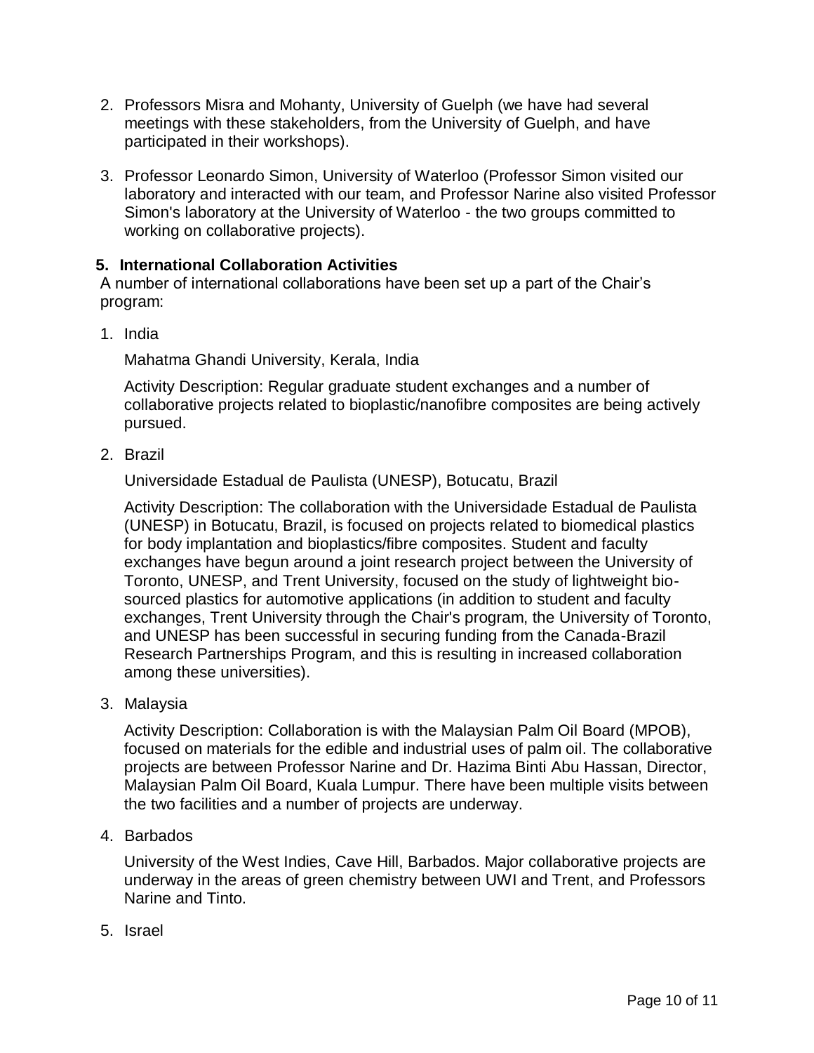2. Professors Misra and Mohanty, University of Guelph (we have had several meetings with these stakeholders, from the University of Guelph, and have participated in their workshops).

3. Professor Leonardo Simon, University of Waterloo (Professor Simon visited our laboratory and interacted with our team, and Professor Narine also visited Professor Simon's laboratory at the University of Waterloo - the two groups committed to working on collaborative projects).

## 5. International Collaboration Activities

A number of international collaborations have been set up a part of the Chair's program:

1. India

   Mahatma Ghandi University, Kerala, India

   Activity Description: Regular graduate student exchanges and a number of collaborative projects related to bioplastic/nanofibre composites are being actively pursued.

2. Brazil

   Universidade Estadual de Paulista (UNESP), Botucatu, Brazil

   Activity Description: The collaboration with the Universidade Estadual de Paulista (UNESP) in Botucatu, Brazil, is focused on projects related to biomedical plastics for body implantation and bioplastics/fibre composites. Student and faculty exchanges have begun around a joint research project between the University of Toronto, UNESP, and Trent University, focused on the study of lightweight bio-sourced plastics for automotive applications (in addition to student and faculty exchanges, Trent University through the Chair's program, the University of Toronto, and UNESP has been successful in securing funding from the Canada-Brazil Research Partnerships Program, and this is resulting in increased collaboration among these universities).

3. Malaysia

   Activity Description: Collaboration is with the Malaysian Palm Oil Board (MPOB), focused on materials for the edible and industrial uses of palm oil. The collaborative projects are between Professor Narine and Dr. Hazima Binti Abu Hassan, Director, Malaysian Palm Oil Board, Kuala Lumpur. There have been multiple visits between the two facilities and a number of projects are underway.

4. Barbados

   University of the West Indies, Cave Hill, Barbados. Major collaborative projects are underway in the areas of green chemistry between UWI and Trent, and Professors Narine and Tinto.

5. Israel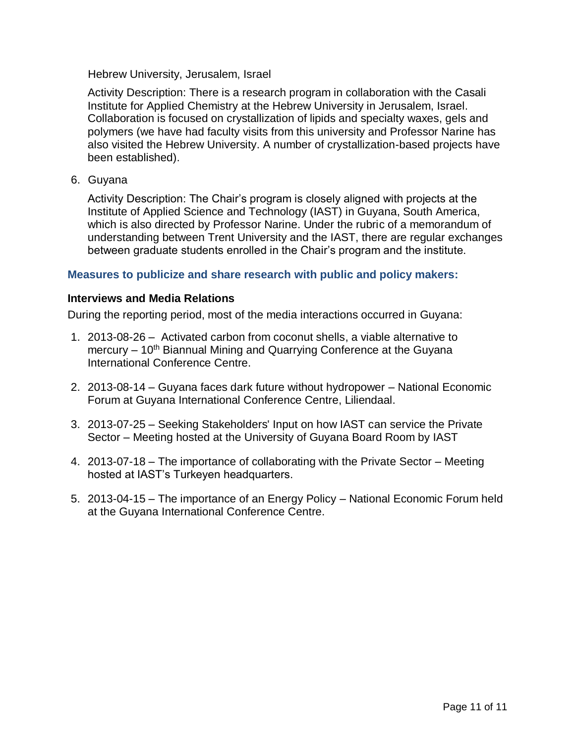Hebrew University, Jerusalem, Israel

Activity Description: There is a research program in collaboration with the Casali Institute for Applied Chemistry at the Hebrew University in Jerusalem, Israel. Collaboration is focused on crystallization of lipids and specialty waxes, gels and polymers (we have had faculty visits from this university and Professor Narine has also visited the Hebrew University. A number of crystallization-based projects have been established).

6. Guyana

   Activity Description: The Chair's program is closely aligned with projects at the Institute of Applied Science and Technology (IAST) in Guyana, South America, which is also directed by Professor Narine. Under the rubric of a memorandum of understanding between Trent University and the IAST, there are regular exchanges between graduate students enrolled in the Chair's program and the institute.

### Measures to publicize and share research with public and policy makers:

**Interviews and Media Relations**

During the reporting period, most of the media interactions occurred in Guyana:

1. 2013-08-26 – Activated carbon from coconut shells, a viable alternative to mercury – 10th Biannual Mining and Quarrying Conference at the Guyana International Conference Centre.
2. 2013-08-14 – Guyana faces dark future without hydropower – National Economic Forum at Guyana International Conference Centre, Liliendaal.
3. 2013-07-25 – Seeking Stakeholders' Input on how IAST can service the Private Sector – Meeting hosted at the University of Guyana Board Room by IAST
4. 2013-07-18 – The importance of collaborating with the Private Sector – Meeting hosted at IAST's Turkeyen headquarters.
5. 2013-04-15 – The importance of an Energy Policy – National Economic Forum held at the Guyana International Conference Centre.